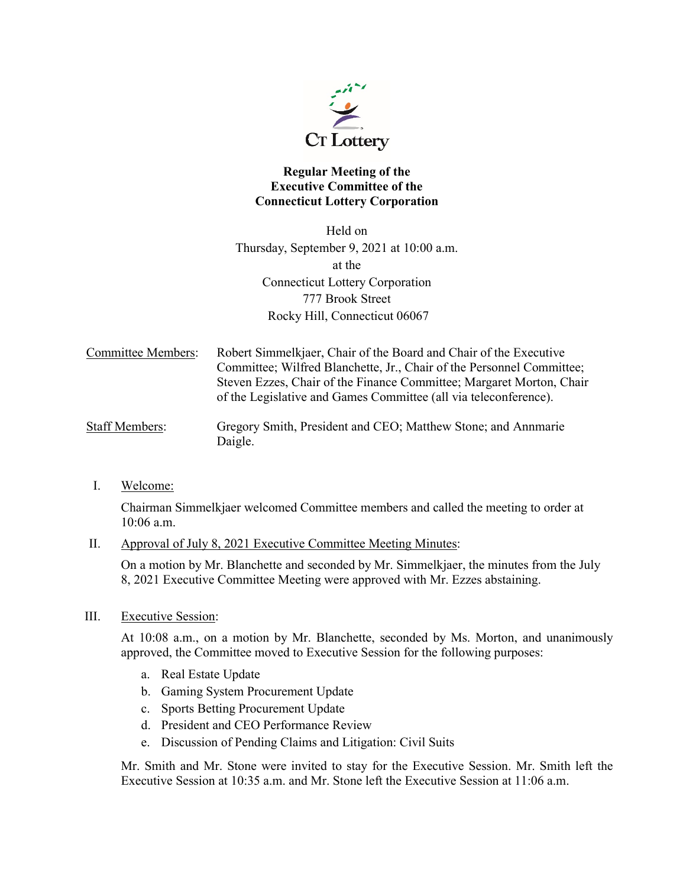# Regular Meeting of the Executive Committee of the Connecticut Lottery Corporation

Held on
Thursday, September 9, 2021 at 10:00 a.m.
at the
Connecticut Lottery Corporation
777 Brook Street
Rocky Hill, Connecticut 06067

Committee Members: Robert Simmelkjaer, Chair of the Board and Chair of the Executive Committee; Wilfred Blanchette, Jr., Chair of the Personnel Committee; Steven Ezzes, Chair of the Finance Committee; Margaret Morton, Chair of the Legislative and Games Committee (all via teleconference).

Staff Members: Gregory Smith, President and CEO; Matthew Stone; and Annmarie Daigle.

I. Welcome:

Chairman Simmelkjaer welcomed Committee members and called the meeting to order at 10:06 a.m.

II. Approval of July 8, 2021 Executive Committee Meeting Minutes:

On a motion by Mr. Blanchette and seconded by Mr. Simmelkjaer, the minutes from the July 8, 2021 Executive Committee Meeting were approved with Mr. Ezzes abstaining.

III. Executive Session:

At 10:08 a.m., on a motion by Mr. Blanchette, seconded by Ms. Morton, and unanimously approved, the Committee moved to Executive Session for the following purposes:

a. Real Estate Update
b. Gaming System Procurement Update
c. Sports Betting Procurement Update
d. President and CEO Performance Review
e. Discussion of Pending Claims and Litigation: Civil Suits

Mr. Smith and Mr. Stone were invited to stay for the Executive Session. Mr. Smith left the Executive Session at 10:35 a.m. and Mr. Stone left the Executive Session at 11:06 a.m.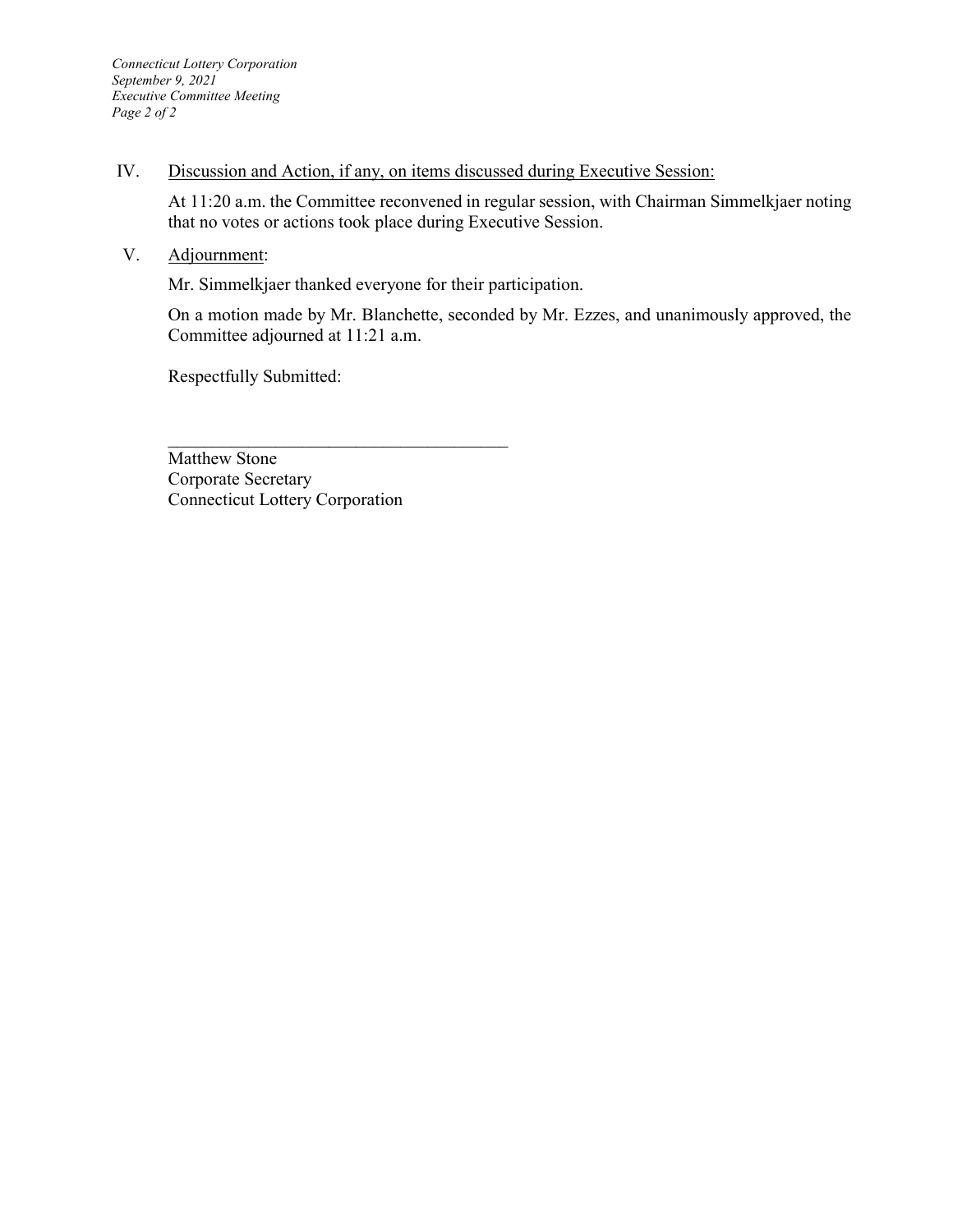IV. <u>Discussion and Action, if any, on items discussed during Executive Session:</u>

At 11:20 a.m. the Committee reconvened in regular session, with Chairman Simmelkjaer noting that no votes or actions took place during Executive Session.

V. <u>Adjournment</u>:

Mr. Simmelkjaer thanked everyone for their participation.

On a motion made by Mr. Blanchette, seconded by Mr. Ezzes, and unanimously approved, the Committee adjourned at 11:21 a.m.

Respectfully Submitted:

_______________________________________

Matthew Stone
Corporate Secretary
Connecticut Lottery Corporation